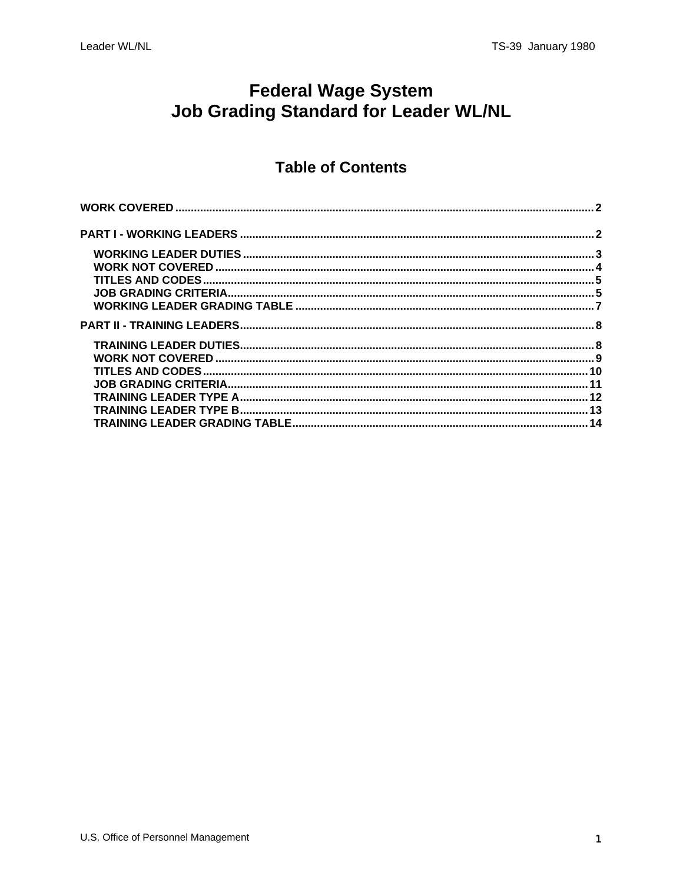# Federal Wage System
# Job Grading Standard for Leader WL/NL

## Table of Contents

- **WORK COVERED** ..... 2
- **PART I - WORKING LEADERS** ..... 2
  - **WORKING LEADER DUTIES** ..... 3
  - **WORK NOT COVERED** ..... 4
  - **TITLES AND CODES** ..... 5
  - **JOB GRADING CRITERIA** ..... 5
  - **WORKING LEADER GRADING TABLE** ..... 7
- **PART II - TRAINING LEADERS** ..... 8
  - **TRAINING LEADER DUTIES** ..... 8
  - **WORK NOT COVERED** ..... 9
  - **TITLES AND CODES** ..... 10
  - **JOB GRADING CRITERIA** ..... 11
  - **TRAINING LEADER TYPE A** ..... 12
  - **TRAINING LEADER TYPE B** ..... 13
  - **TRAINING LEADER GRADING TABLE** ..... 14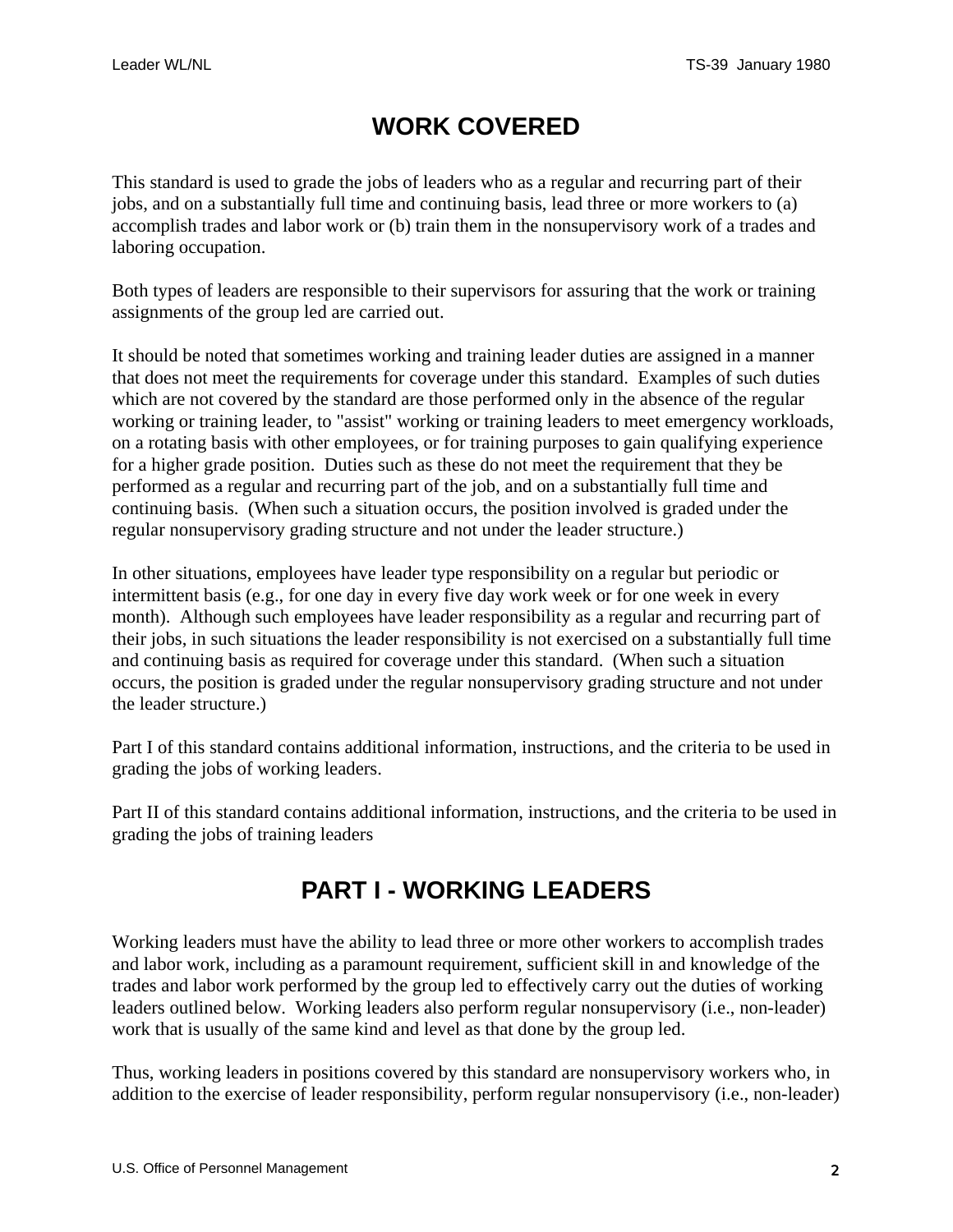# WORK COVERED

This standard is used to grade the jobs of leaders who as a regular and recurring part of their jobs, and on a substantially full time and continuing basis, lead three or more workers to (a) accomplish trades and labor work or (b) train them in the nonsupervisory work of a trades and laboring occupation.

Both types of leaders are responsible to their supervisors for assuring that the work or training assignments of the group led are carried out.

It should be noted that sometimes working and training leader duties are assigned in a manner that does not meet the requirements for coverage under this standard. Examples of such duties which are not covered by the standard are those performed only in the absence of the regular working or training leader, to "assist" working or training leaders to meet emergency workloads, on a rotating basis with other employees, or for training purposes to gain qualifying experience for a higher grade position. Duties such as these do not meet the requirement that they be performed as a regular and recurring part of the job, and on a substantially full time and continuing basis. (When such a situation occurs, the position involved is graded under the regular nonsupervisory grading structure and not under the leader structure.)

In other situations, employees have leader type responsibility on a regular but periodic or intermittent basis (e.g., for one day in every five day work week or for one week in every month). Although such employees have leader responsibility as a regular and recurring part of their jobs, in such situations the leader responsibility is not exercised on a substantially full time and continuing basis as required for coverage under this standard. (When such a situation occurs, the position is graded under the regular nonsupervisory grading structure and not under the leader structure.)

Part I of this standard contains additional information, instructions, and the criteria to be used in grading the jobs of working leaders.

Part II of this standard contains additional information, instructions, and the criteria to be used in grading the jobs of training leaders

# PART I - WORKING LEADERS

Working leaders must have the ability to lead three or more other workers to accomplish trades and labor work, including as a paramount requirement, sufficient skill in and knowledge of the trades and labor work performed by the group led to effectively carry out the duties of working leaders outlined below. Working leaders also perform regular nonsupervisory (i.e., non-leader) work that is usually of the same kind and level as that done by the group led.

Thus, working leaders in positions covered by this standard are nonsupervisory workers who, in addition to the exercise of leader responsibility, perform regular nonsupervisory (i.e., non-leader)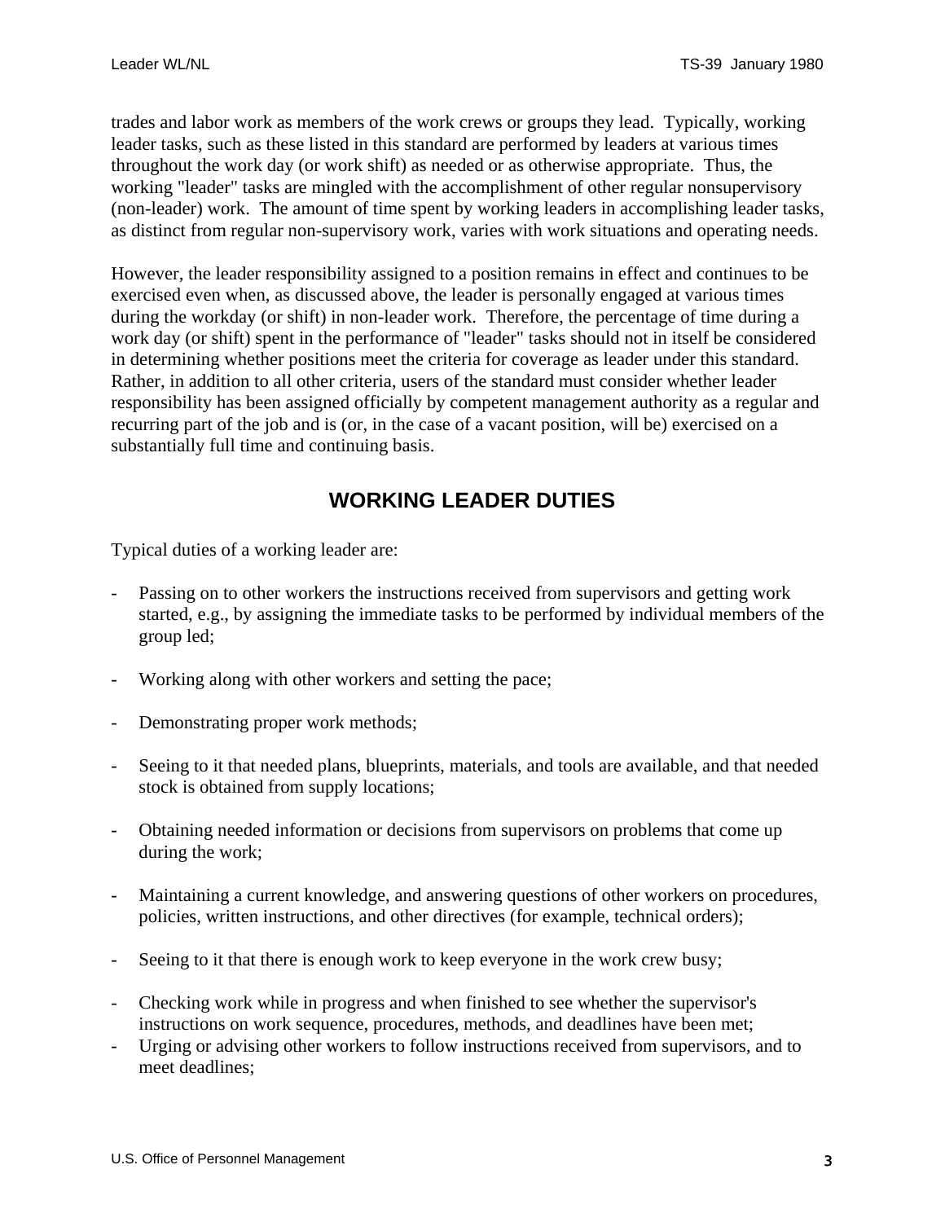trades and labor work as members of the work crews or groups they lead. Typically, working leader tasks, such as these listed in this standard are performed by leaders at various times throughout the work day (or work shift) as needed or as otherwise appropriate. Thus, the working "leader" tasks are mingled with the accomplishment of other regular nonsupervisory (non-leader) work. The amount of time spent by working leaders in accomplishing leader tasks, as distinct from regular non-supervisory work, varies with work situations and operating needs.

However, the leader responsibility assigned to a position remains in effect and continues to be exercised even when, as discussed above, the leader is personally engaged at various times during the workday (or shift) in non-leader work. Therefore, the percentage of time during a work day (or shift) spent in the performance of "leader" tasks should not in itself be considered in determining whether positions meet the criteria for coverage as leader under this standard. Rather, in addition to all other criteria, users of the standard must consider whether leader responsibility has been assigned officially by competent management authority as a regular and recurring part of the job and is (or, in the case of a vacant position, will be) exercised on a substantially full time and continuing basis.

## WORKING LEADER DUTIES

Typical duties of a working leader are:

- Passing on to other workers the instructions received from supervisors and getting work started, e.g., by assigning the immediate tasks to be performed by individual members of the group led;
- Working along with other workers and setting the pace;
- Demonstrating proper work methods;
- Seeing to it that needed plans, blueprints, materials, and tools are available, and that needed stock is obtained from supply locations;
- Obtaining needed information or decisions from supervisors on problems that come up during the work;
- Maintaining a current knowledge, and answering questions of other workers on procedures, policies, written instructions, and other directives (for example, technical orders);
- Seeing to it that there is enough work to keep everyone in the work crew busy;
- Checking work while in progress and when finished to see whether the supervisor's instructions on work sequence, procedures, methods, and deadlines have been met;
- Urging or advising other workers to follow instructions received from supervisors, and to meet deadlines;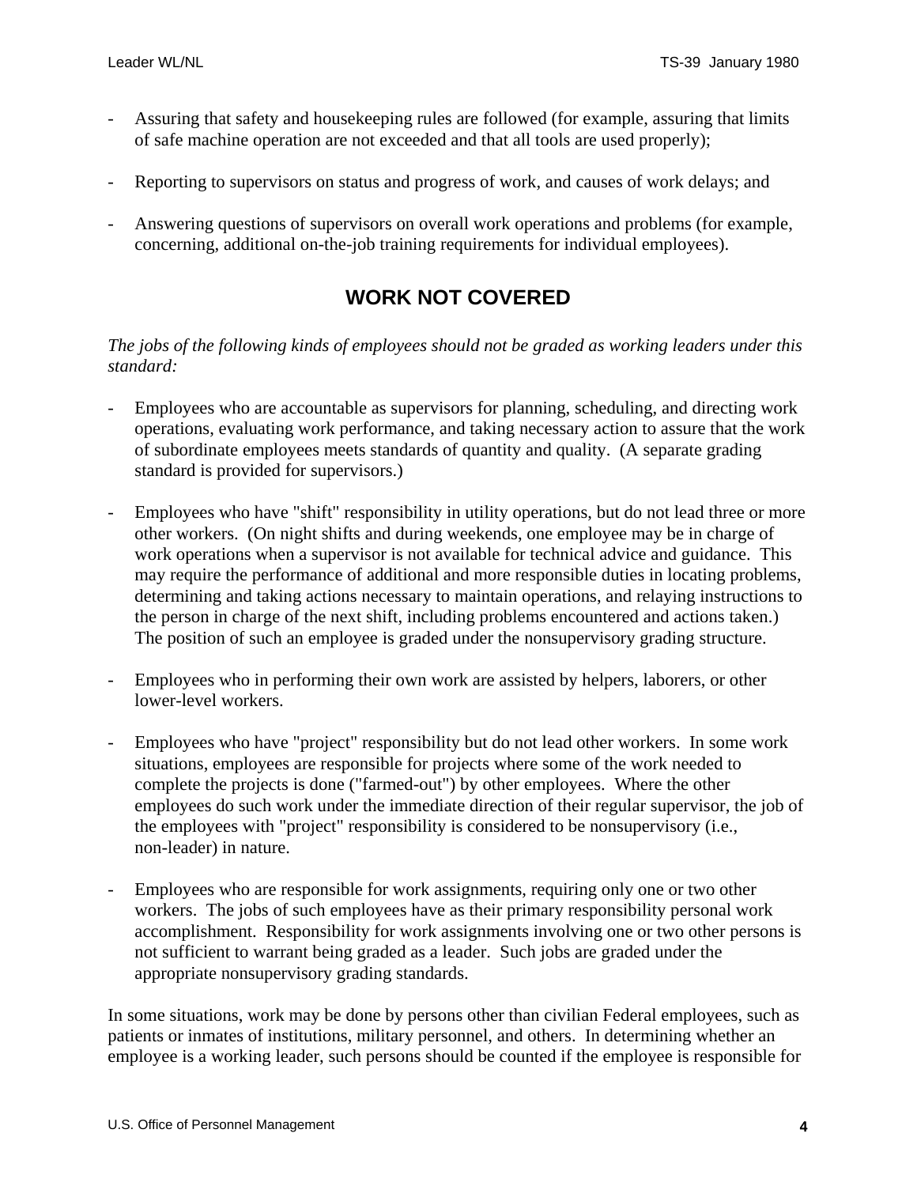- Assuring that safety and housekeeping rules are followed (for example, assuring that limits of safe machine operation are not exceeded and that all tools are used properly);

- Reporting to supervisors on status and progress of work, and causes of work delays; and

- Answering questions of supervisors on overall work operations and problems (for example, concerning, additional on-the-job training requirements for individual employees).

## WORK NOT COVERED

*The jobs of the following kinds of employees should not be graded as working leaders under this standard:*

- Employees who are accountable as supervisors for planning, scheduling, and directing work operations, evaluating work performance, and taking necessary action to assure that the work of subordinate employees meets standards of quantity and quality. (A separate grading standard is provided for supervisors.)

- Employees who have "shift" responsibility in utility operations, but do not lead three or more other workers. (On night shifts and during weekends, one employee may be in charge of work operations when a supervisor is not available for technical advice and guidance. This may require the performance of additional and more responsible duties in locating problems, determining and taking actions necessary to maintain operations, and relaying instructions to the person in charge of the next shift, including problems encountered and actions taken.) The position of such an employee is graded under the nonsupervisory grading structure.

- Employees who in performing their own work are assisted by helpers, laborers, or other lower-level workers.

- Employees who have "project" responsibility but do not lead other workers. In some work situations, employees are responsible for projects where some of the work needed to complete the projects is done ("farmed-out") by other employees. Where the other employees do such work under the immediate direction of their regular supervisor, the job of the employees with "project" responsibility is considered to be nonsupervisory (i.e., non-leader) in nature.

- Employees who are responsible for work assignments, requiring only one or two other workers. The jobs of such employees have as their primary responsibility personal work accomplishment. Responsibility for work assignments involving one or two other persons is not sufficient to warrant being graded as a leader. Such jobs are graded under the appropriate nonsupervisory grading standards.

In some situations, work may be done by persons other than civilian Federal employees, such as patients or inmates of institutions, military personnel, and others. In determining whether an employee is a working leader, such persons should be counted if the employee is responsible for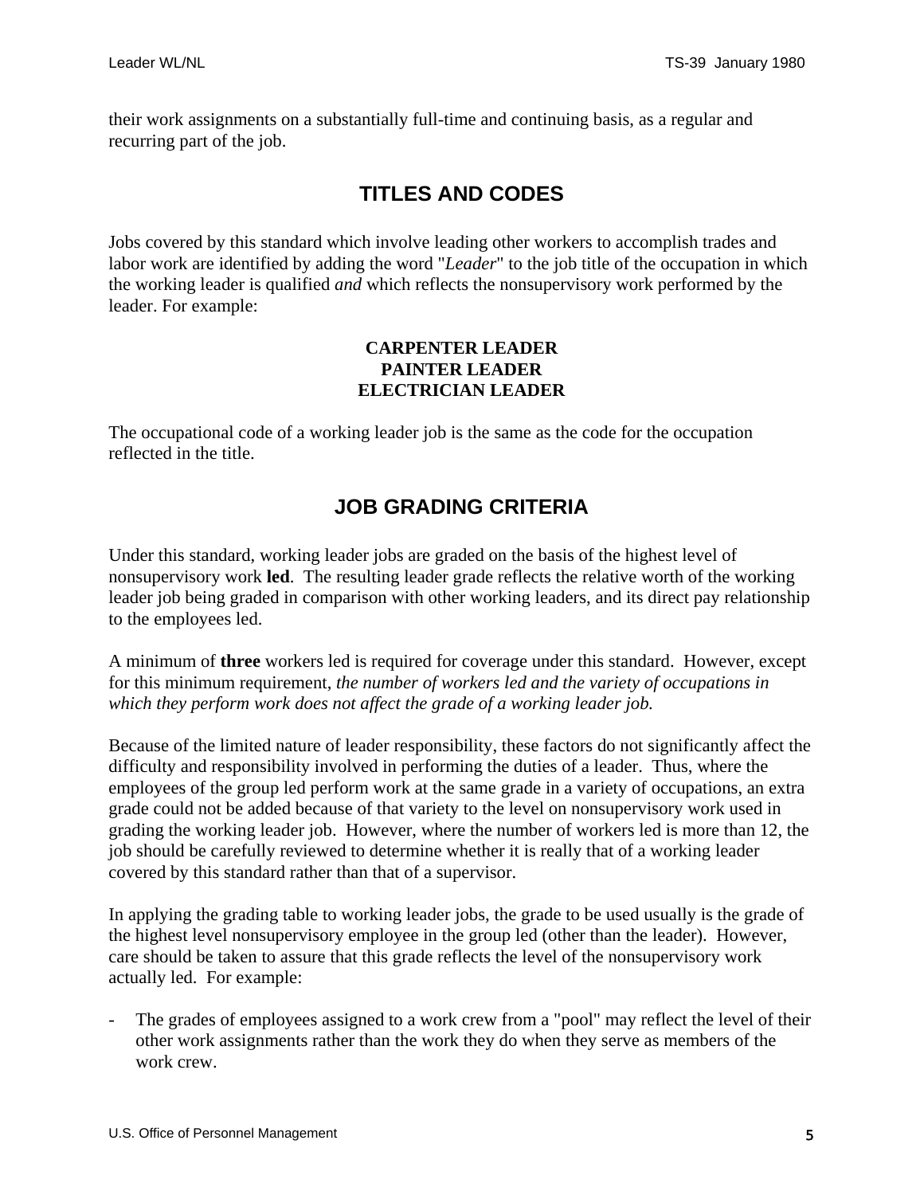their work assignments on a substantially full-time and continuing basis, as a regular and recurring part of the job.

## TITLES AND CODES

Jobs covered by this standard which involve leading other workers to accomplish trades and labor work are identified by adding the word "*Leader*" to the job title of the occupation in which the working leader is qualified *and* which reflects the nonsupervisory work performed by the leader. For example:

**CARPENTER LEADER**
**PAINTER LEADER**
**ELECTRICIAN LEADER**

The occupational code of a working leader job is the same as the code for the occupation reflected in the title.

## JOB GRADING CRITERIA

Under this standard, working leader jobs are graded on the basis of the highest level of nonsupervisory work **led**. The resulting leader grade reflects the relative worth of the working leader job being graded in comparison with other working leaders, and its direct pay relationship to the employees led.

A minimum of **three** workers led is required for coverage under this standard. However, except for this minimum requirement, *the number of workers led and the variety of occupations in which they perform work does not affect the grade of a working leader job.*

Because of the limited nature of leader responsibility, these factors do not significantly affect the difficulty and responsibility involved in performing the duties of a leader. Thus, where the employees of the group led perform work at the same grade in a variety of occupations, an extra grade could not be added because of that variety to the level on nonsupervisory work used in grading the working leader job. However, where the number of workers led is more than 12, the job should be carefully reviewed to determine whether it is really that of a working leader covered by this standard rather than that of a supervisor.

In applying the grading table to working leader jobs, the grade to be used usually is the grade of the highest level nonsupervisory employee in the group led (other than the leader). However, care should be taken to assure that this grade reflects the level of the nonsupervisory work actually led. For example:

- The grades of employees assigned to a work crew from a "pool" may reflect the level of their other work assignments rather than the work they do when they serve as members of the work crew.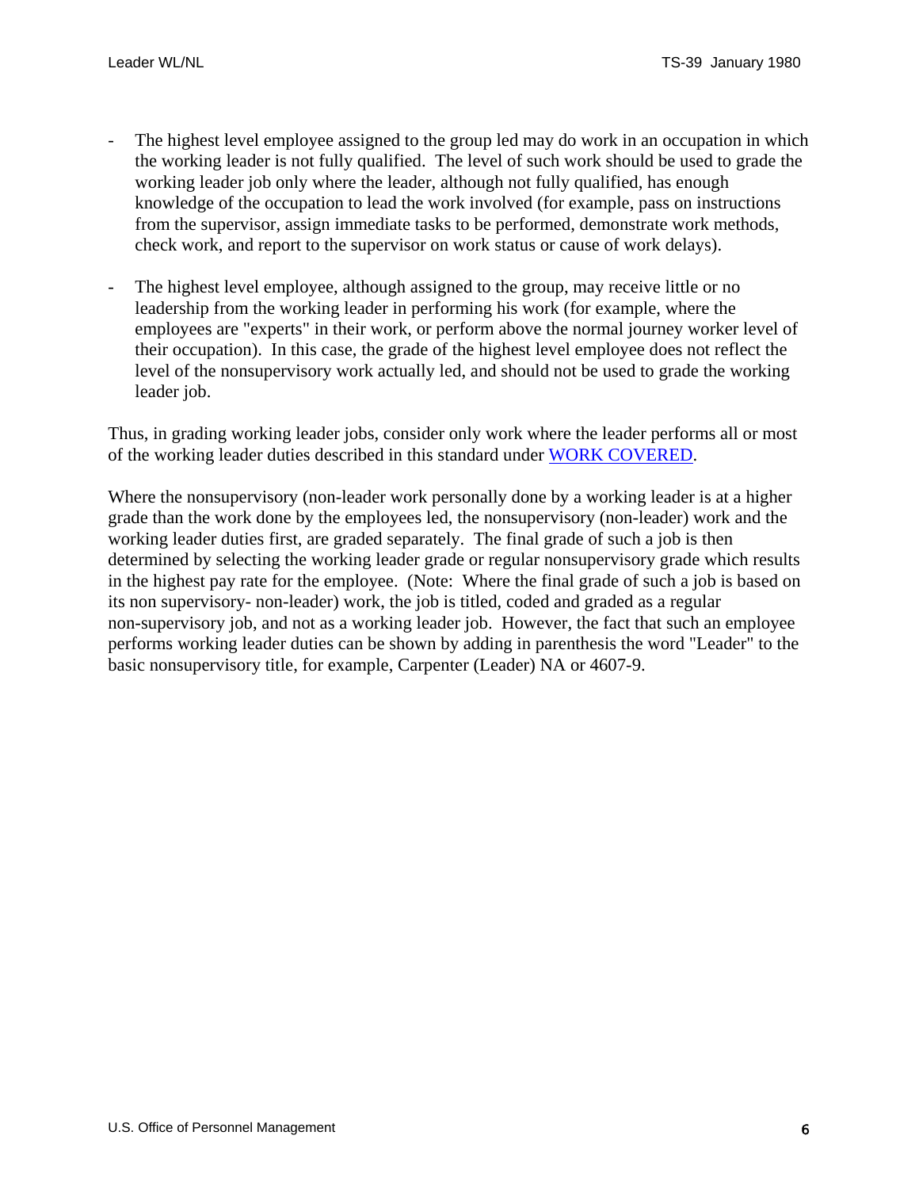- The highest level employee assigned to the group led may do work in an occupation in which the working leader is not fully qualified. The level of such work should be used to grade the working leader job only where the leader, although not fully qualified, has enough knowledge of the occupation to lead the work involved (for example, pass on instructions from the supervisor, assign immediate tasks to be performed, demonstrate work methods, check work, and report to the supervisor on work status or cause of work delays).

- The highest level employee, although assigned to the group, may receive little or no leadership from the working leader in performing his work (for example, where the employees are "experts" in their work, or perform above the normal journey worker level of their occupation). In this case, the grade of the highest level employee does not reflect the level of the nonsupervisory work actually led, and should not be used to grade the working leader job.

Thus, in grading working leader jobs, consider only work where the leader performs all or most of the working leader duties described in this standard under WORK COVERED.

Where the nonsupervisory (non-leader work personally done by a working leader is at a higher grade than the work done by the employees led, the nonsupervisory (non-leader) work and the working leader duties first, are graded separately. The final grade of such a job is then determined by selecting the working leader grade or regular nonsupervisory grade which results in the highest pay rate for the employee. (Note: Where the final grade of such a job is based on its non supervisory- non-leader) work, the job is titled, coded and graded as a regular non-supervisory job, and not as a working leader job. However, the fact that such an employee performs working leader duties can be shown by adding in parenthesis the word "Leader" to the basic nonsupervisory title, for example, Carpenter (Leader) NA or 4607-9.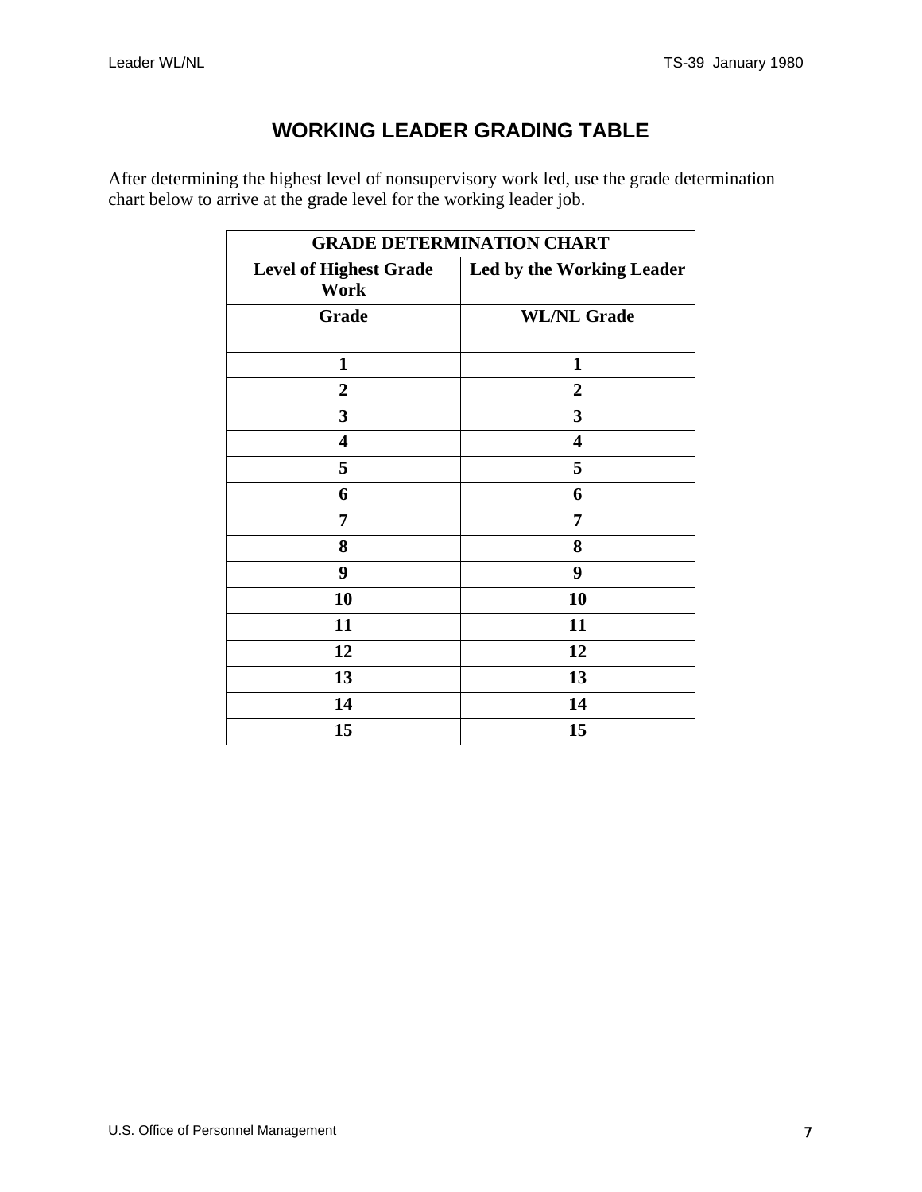# WORKING LEADER GRADING TABLE

After determining the highest level of nonsupervisory work led, use the grade determination chart below to arrive at the grade level for the working leader job.

| GRADE DETERMINATION CHART | |
|---|---|
| **Level of Highest Grade Work** | **Led by the Working Leader** |
| **Grade** | **WL/NL Grade** |
| **1** | **1** |
| **2** | **2** |
| **3** | **3** |
| **4** | **4** |
| **5** | **5** |
| **6** | **6** |
| **7** | **7** |
| **8** | **8** |
| **9** | **9** |
| **10** | **10** |
| **11** | **11** |
| **12** | **12** |
| **13** | **13** |
| **14** | **14** |
| **15** | **15** |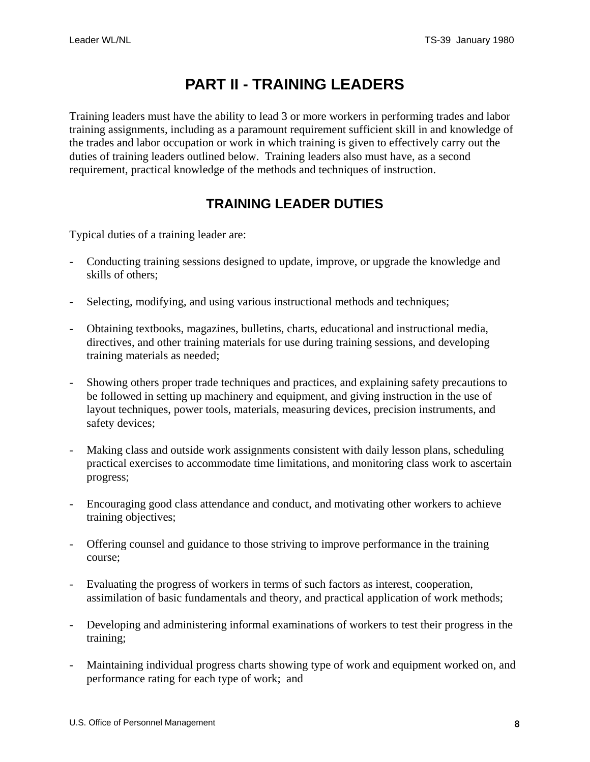# PART II - TRAINING LEADERS

Training leaders must have the ability to lead 3 or more workers in performing trades and labor training assignments, including as a paramount requirement sufficient skill in and knowledge of the trades and labor occupation or work in which training is given to effectively carry out the duties of training leaders outlined below. Training leaders also must have, as a second requirement, practical knowledge of the methods and techniques of instruction.

## TRAINING LEADER DUTIES

Typical duties of a training leader are:

- Conducting training sessions designed to update, improve, or upgrade the knowledge and skills of others;

- Selecting, modifying, and using various instructional methods and techniques;

- Obtaining textbooks, magazines, bulletins, charts, educational and instructional media, directives, and other training materials for use during training sessions, and developing training materials as needed;

- Showing others proper trade techniques and practices, and explaining safety precautions to be followed in setting up machinery and equipment, and giving instruction in the use of layout techniques, power tools, materials, measuring devices, precision instruments, and safety devices;

- Making class and outside work assignments consistent with daily lesson plans, scheduling practical exercises to accommodate time limitations, and monitoring class work to ascertain progress;

- Encouraging good class attendance and conduct, and motivating other workers to achieve training objectives;

- Offering counsel and guidance to those striving to improve performance in the training course;

- Evaluating the progress of workers in terms of such factors as interest, cooperation, assimilation of basic fundamentals and theory, and practical application of work methods;

- Developing and administering informal examinations of workers to test their progress in the training;

- Maintaining individual progress charts showing type of work and equipment worked on, and performance rating for each type of work; and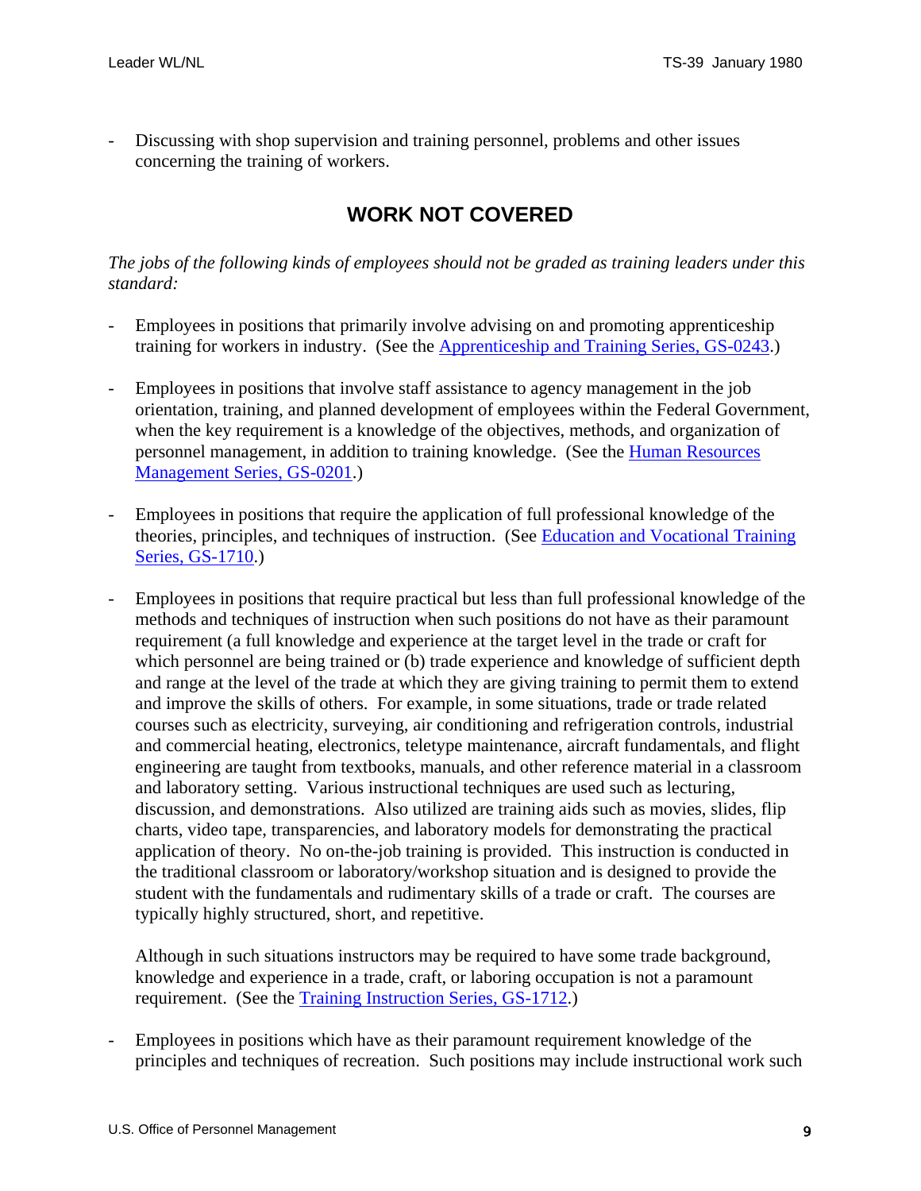- Discussing with shop supervision and training personnel, problems and other issues concerning the training of workers.

## WORK NOT COVERED

*The jobs of the following kinds of employees should not be graded as training leaders under this standard:*

- Employees in positions that primarily involve advising on and promoting apprenticeship training for workers in industry. (See the Apprenticeship and Training Series, GS-0243.)

- Employees in positions that involve staff assistance to agency management in the job orientation, training, and planned development of employees within the Federal Government, when the key requirement is a knowledge of the objectives, methods, and organization of personnel management, in addition to training knowledge. (See the Human Resources Management Series, GS-0201.)

- Employees in positions that require the application of full professional knowledge of the theories, principles, and techniques of instruction. (See Education and Vocational Training Series, GS-1710.)

- Employees in positions that require practical but less than full professional knowledge of the methods and techniques of instruction when such positions do not have as their paramount requirement (a full knowledge and experience at the target level in the trade or craft for which personnel are being trained or (b) trade experience and knowledge of sufficient depth and range at the level of the trade at which they are giving training to permit them to extend and improve the skills of others. For example, in some situations, trade or trade related courses such as electricity, surveying, air conditioning and refrigeration controls, industrial and commercial heating, electronics, teletype maintenance, aircraft fundamentals, and flight engineering are taught from textbooks, manuals, and other reference material in a classroom and laboratory setting. Various instructional techniques are used such as lecturing, discussion, and demonstrations. Also utilized are training aids such as movies, slides, flip charts, video tape, transparencies, and laboratory models for demonstrating the practical application of theory. No on-the-job training is provided. This instruction is conducted in the traditional classroom or laboratory/workshop situation and is designed to provide the student with the fundamentals and rudimentary skills of a trade or craft. The courses are typically highly structured, short, and repetitive.

  Although in such situations instructors may be required to have some trade background, knowledge and experience in a trade, craft, or laboring occupation is not a paramount requirement. (See the Training Instruction Series, GS-1712.)

- Employees in positions which have as their paramount requirement knowledge of the principles and techniques of recreation. Such positions may include instructional work such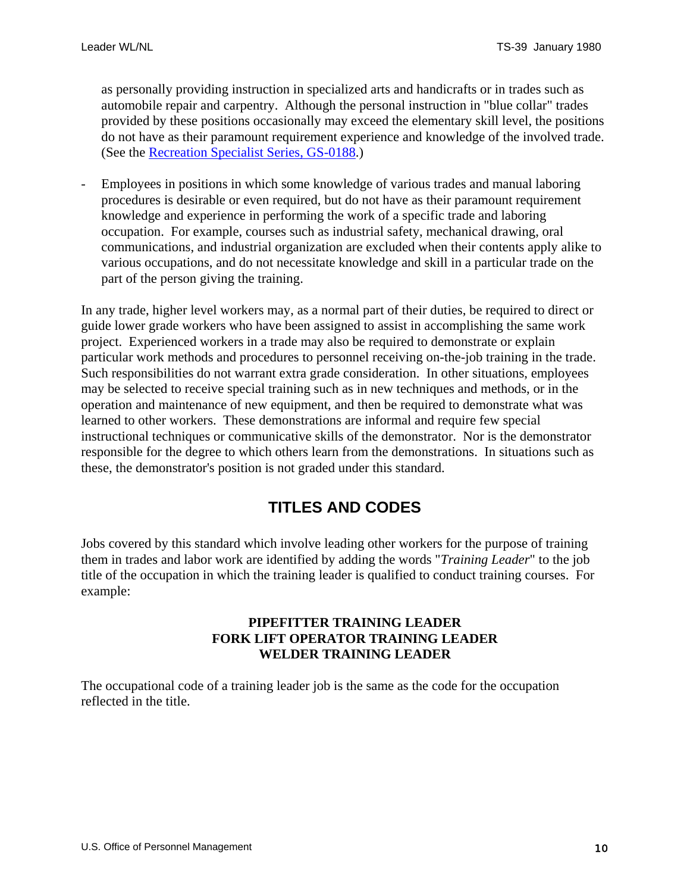as personally providing instruction in specialized arts and handicrafts or in trades such as automobile repair and carpentry. Although the personal instruction in "blue collar" trades provided by these positions occasionally may exceed the elementary skill level, the positions do not have as their paramount requirement experience and knowledge of the involved trade. (See the Recreation Specialist Series, GS-0188.)

- Employees in positions in which some knowledge of various trades and manual laboring procedures is desirable or even required, but do not have as their paramount requirement knowledge and experience in performing the work of a specific trade and laboring occupation. For example, courses such as industrial safety, mechanical drawing, oral communications, and industrial organization are excluded when their contents apply alike to various occupations, and do not necessitate knowledge and skill in a particular trade on the part of the person giving the training.

In any trade, higher level workers may, as a normal part of their duties, be required to direct or guide lower grade workers who have been assigned to assist in accomplishing the same work project. Experienced workers in a trade may also be required to demonstrate or explain particular work methods and procedures to personnel receiving on-the-job training in the trade. Such responsibilities do not warrant extra grade consideration. In other situations, employees may be selected to receive special training such as in new techniques and methods, or in the operation and maintenance of new equipment, and then be required to demonstrate what was learned to other workers. These demonstrations are informal and require few special instructional techniques or communicative skills of the demonstrator. Nor is the demonstrator responsible for the degree to which others learn from the demonstrations. In situations such as these, the demonstrator's position is not graded under this standard.

## TITLES AND CODES

Jobs covered by this standard which involve leading other workers for the purpose of training them in trades and labor work are identified by adding the words "*Training Leader*" to the job title of the occupation in which the training leader is qualified to conduct training courses. For example:

**PIPEFITTER TRAINING LEADER**
**FORK LIFT OPERATOR TRAINING LEADER**
**WELDER TRAINING LEADER**

The occupational code of a training leader job is the same as the code for the occupation reflected in the title.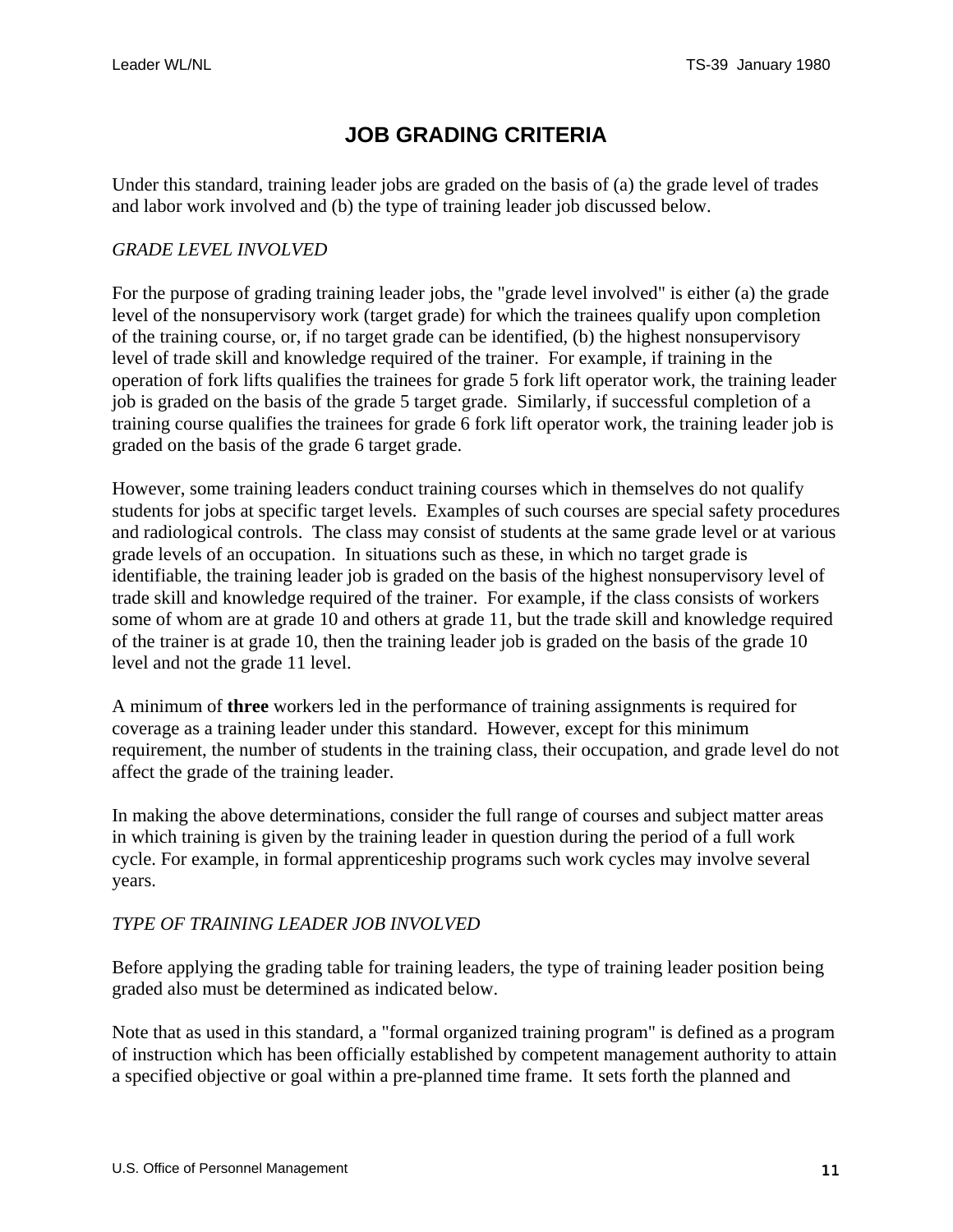## JOB GRADING CRITERIA

Under this standard, training leader jobs are graded on the basis of (a) the grade level of trades and labor work involved and (b) the type of training leader job discussed below.

*GRADE LEVEL INVOLVED*

For the purpose of grading training leader jobs, the "grade level involved" is either (a) the grade level of the nonsupervisory work (target grade) for which the trainees qualify upon completion of the training course, or, if no target grade can be identified, (b) the highest nonsupervisory level of trade skill and knowledge required of the trainer. For example, if training in the operation of fork lifts qualifies the trainees for grade 5 fork lift operator work, the training leader job is graded on the basis of the grade 5 target grade. Similarly, if successful completion of a training course qualifies the trainees for grade 6 fork lift operator work, the training leader job is graded on the basis of the grade 6 target grade.

However, some training leaders conduct training courses which in themselves do not qualify students for jobs at specific target levels. Examples of such courses are special safety procedures and radiological controls. The class may consist of students at the same grade level or at various grade levels of an occupation. In situations such as these, in which no target grade is identifiable, the training leader job is graded on the basis of the highest nonsupervisory level of trade skill and knowledge required of the trainer. For example, if the class consists of workers some of whom are at grade 10 and others at grade 11, but the trade skill and knowledge required of the trainer is at grade 10, then the training leader job is graded on the basis of the grade 10 level and not the grade 11 level.

A minimum of **three** workers led in the performance of training assignments is required for coverage as a training leader under this standard. However, except for this minimum requirement, the number of students in the training class, their occupation, and grade level do not affect the grade of the training leader.

In making the above determinations, consider the full range of courses and subject matter areas in which training is given by the training leader in question during the period of a full work cycle. For example, in formal apprenticeship programs such work cycles may involve several years.

*TYPE OF TRAINING LEADER JOB INVOLVED*

Before applying the grading table for training leaders, the type of training leader position being graded also must be determined as indicated below.

Note that as used in this standard, a "formal organized training program" is defined as a program of instruction which has been officially established by competent management authority to attain a specified objective or goal within a pre-planned time frame. It sets forth the planned and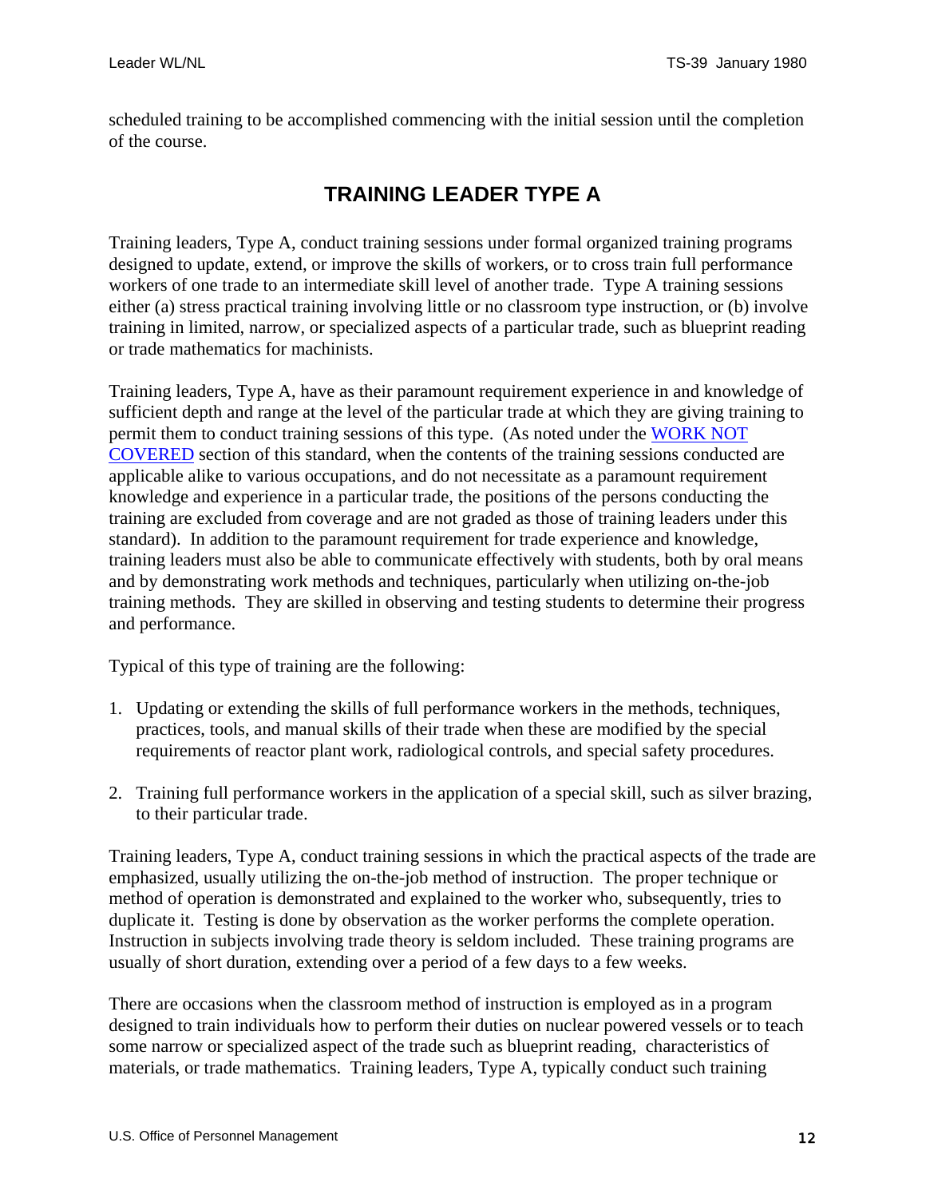scheduled training to be accomplished commencing with the initial session until the completion of the course.

## TRAINING LEADER TYPE A

Training leaders, Type A, conduct training sessions under formal organized training programs designed to update, extend, or improve the skills of workers, or to cross train full performance workers of one trade to an intermediate skill level of another trade. Type A training sessions either (a) stress practical training involving little or no classroom type instruction, or (b) involve training in limited, narrow, or specialized aspects of a particular trade, such as blueprint reading or trade mathematics for machinists.

Training leaders, Type A, have as their paramount requirement experience in and knowledge of sufficient depth and range at the level of the particular trade at which they are giving training to permit them to conduct training sessions of this type. (As noted under the WORK NOT COVERED section of this standard, when the contents of the training sessions conducted are applicable alike to various occupations, and do not necessitate as a paramount requirement knowledge and experience in a particular trade, the positions of the persons conducting the training are excluded from coverage and are not graded as those of training leaders under this standard). In addition to the paramount requirement for trade experience and knowledge, training leaders must also be able to communicate effectively with students, both by oral means and by demonstrating work methods and techniques, particularly when utilizing on-the-job training methods. They are skilled in observing and testing students to determine their progress and performance.

Typical of this type of training are the following:

1. Updating or extending the skills of full performance workers in the methods, techniques, practices, tools, and manual skills of their trade when these are modified by the special requirements of reactor plant work, radiological controls, and special safety procedures.

2. Training full performance workers in the application of a special skill, such as silver brazing, to their particular trade.

Training leaders, Type A, conduct training sessions in which the practical aspects of the trade are emphasized, usually utilizing the on-the-job method of instruction. The proper technique or method of operation is demonstrated and explained to the worker who, subsequently, tries to duplicate it. Testing is done by observation as the worker performs the complete operation. Instruction in subjects involving trade theory is seldom included. These training programs are usually of short duration, extending over a period of a few days to a few weeks.

There are occasions when the classroom method of instruction is employed as in a program designed to train individuals how to perform their duties on nuclear powered vessels or to teach some narrow or specialized aspect of the trade such as blueprint reading, characteristics of materials, or trade mathematics. Training leaders, Type A, typically conduct such training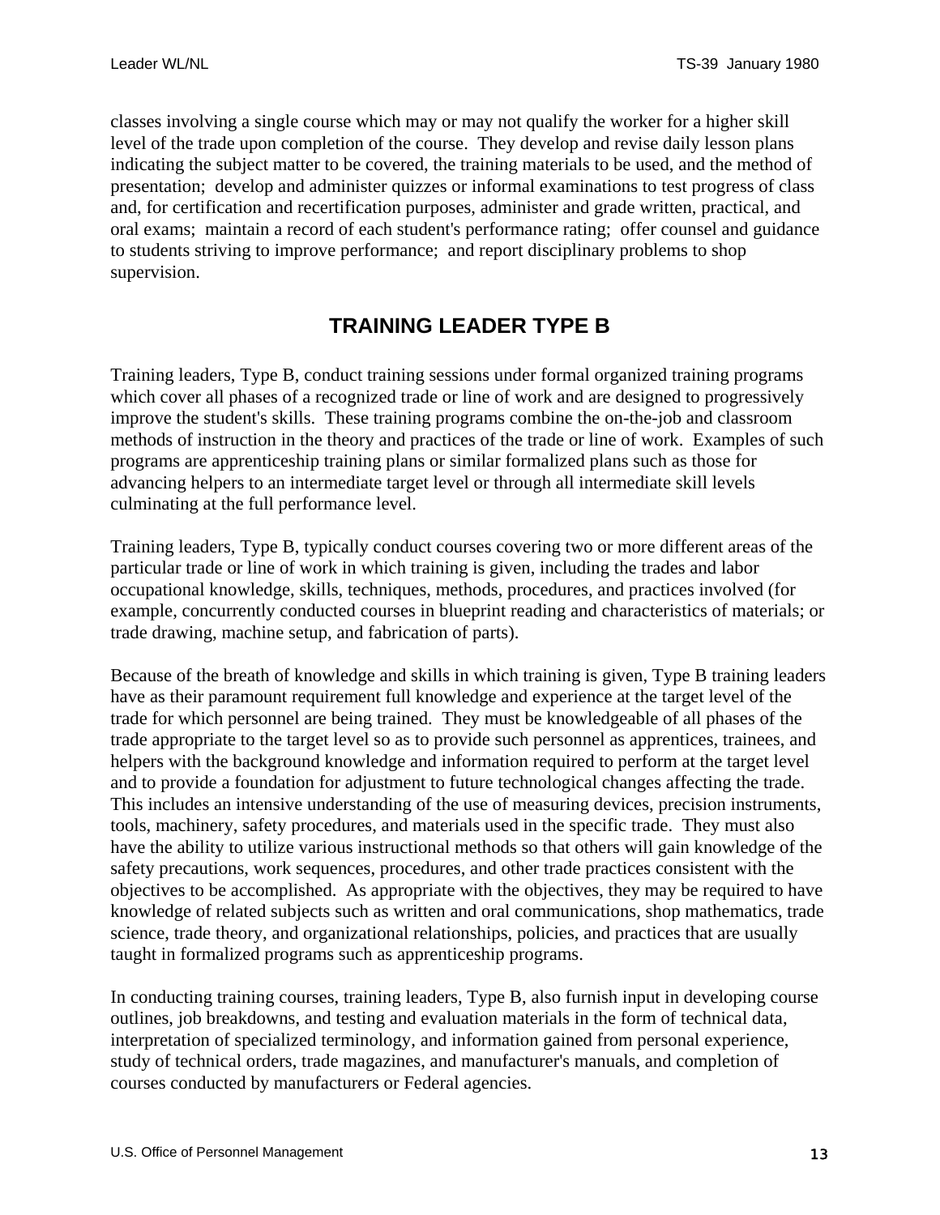classes involving a single course which may or may not qualify the worker for a higher skill level of the trade upon completion of the course. They develop and revise daily lesson plans indicating the subject matter to be covered, the training materials to be used, and the method of presentation; develop and administer quizzes or informal examinations to test progress of class and, for certification and recertification purposes, administer and grade written, practical, and oral exams; maintain a record of each student's performance rating; offer counsel and guidance to students striving to improve performance; and report disciplinary problems to shop supervision.

## TRAINING LEADER TYPE B

Training leaders, Type B, conduct training sessions under formal organized training programs which cover all phases of a recognized trade or line of work and are designed to progressively improve the student's skills. These training programs combine the on-the-job and classroom methods of instruction in the theory and practices of the trade or line of work. Examples of such programs are apprenticeship training plans or similar formalized plans such as those for advancing helpers to an intermediate target level or through all intermediate skill levels culminating at the full performance level.

Training leaders, Type B, typically conduct courses covering two or more different areas of the particular trade or line of work in which training is given, including the trades and labor occupational knowledge, skills, techniques, methods, procedures, and practices involved (for example, concurrently conducted courses in blueprint reading and characteristics of materials; or trade drawing, machine setup, and fabrication of parts).

Because of the breath of knowledge and skills in which training is given, Type B training leaders have as their paramount requirement full knowledge and experience at the target level of the trade for which personnel are being trained. They must be knowledgeable of all phases of the trade appropriate to the target level so as to provide such personnel as apprentices, trainees, and helpers with the background knowledge and information required to perform at the target level and to provide a foundation for adjustment to future technological changes affecting the trade. This includes an intensive understanding of the use of measuring devices, precision instruments, tools, machinery, safety procedures, and materials used in the specific trade. They must also have the ability to utilize various instructional methods so that others will gain knowledge of the safety precautions, work sequences, procedures, and other trade practices consistent with the objectives to be accomplished. As appropriate with the objectives, they may be required to have knowledge of related subjects such as written and oral communications, shop mathematics, trade science, trade theory, and organizational relationships, policies, and practices that are usually taught in formalized programs such as apprenticeship programs.

In conducting training courses, training leaders, Type B, also furnish input in developing course outlines, job breakdowns, and testing and evaluation materials in the form of technical data, interpretation of specialized terminology, and information gained from personal experience, study of technical orders, trade magazines, and manufacturer's manuals, and completion of courses conducted by manufacturers or Federal agencies.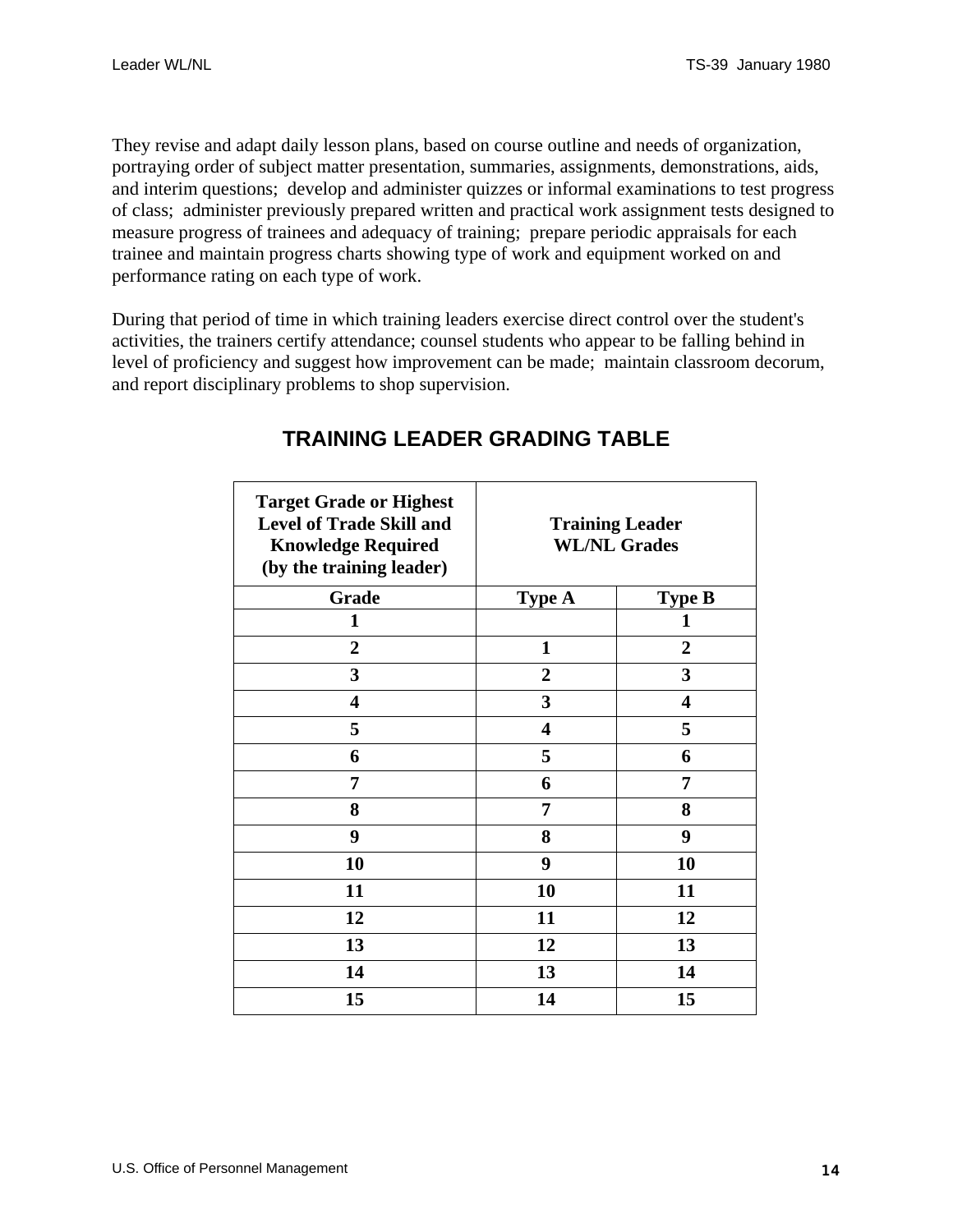They revise and adapt daily lesson plans, based on course outline and needs of organization, portraying order of subject matter presentation, summaries, assignments, demonstrations, aids, and interim questions; develop and administer quizzes or informal examinations to test progress of class; administer previously prepared written and practical work assignment tests designed to measure progress of trainees and adequacy of training; prepare periodic appraisals for each trainee and maintain progress charts showing type of work and equipment worked on and performance rating on each type of work.

During that period of time in which training leaders exercise direct control over the student's activities, the trainers certify attendance; counsel students who appear to be falling behind in level of proficiency and suggest how improvement can be made; maintain classroom decorum, and report disciplinary problems to shop supervision.

## TRAINING LEADER GRADING TABLE

| Target Grade or Highest Level of Trade Skill and Knowledge Required (by the training leader) | Training Leader WL/NL Grades | |
|---|---|---|
| **Grade** | **Type A** | **Type B** |
| 1 | | 1 |
| 2 | 1 | 2 |
| 3 | 2 | 3 |
| 4 | 3 | 4 |
| 5 | 4 | 5 |
| 6 | 5 | 6 |
| 7 | 6 | 7 |
| 8 | 7 | 8 |
| 9 | 8 | 9 |
| 10 | 9 | 10 |
| 11 | 10 | 11 |
| 12 | 11 | 12 |
| 13 | 12 | 13 |
| 14 | 13 | 14 |
| 15 | 14 | 15 |